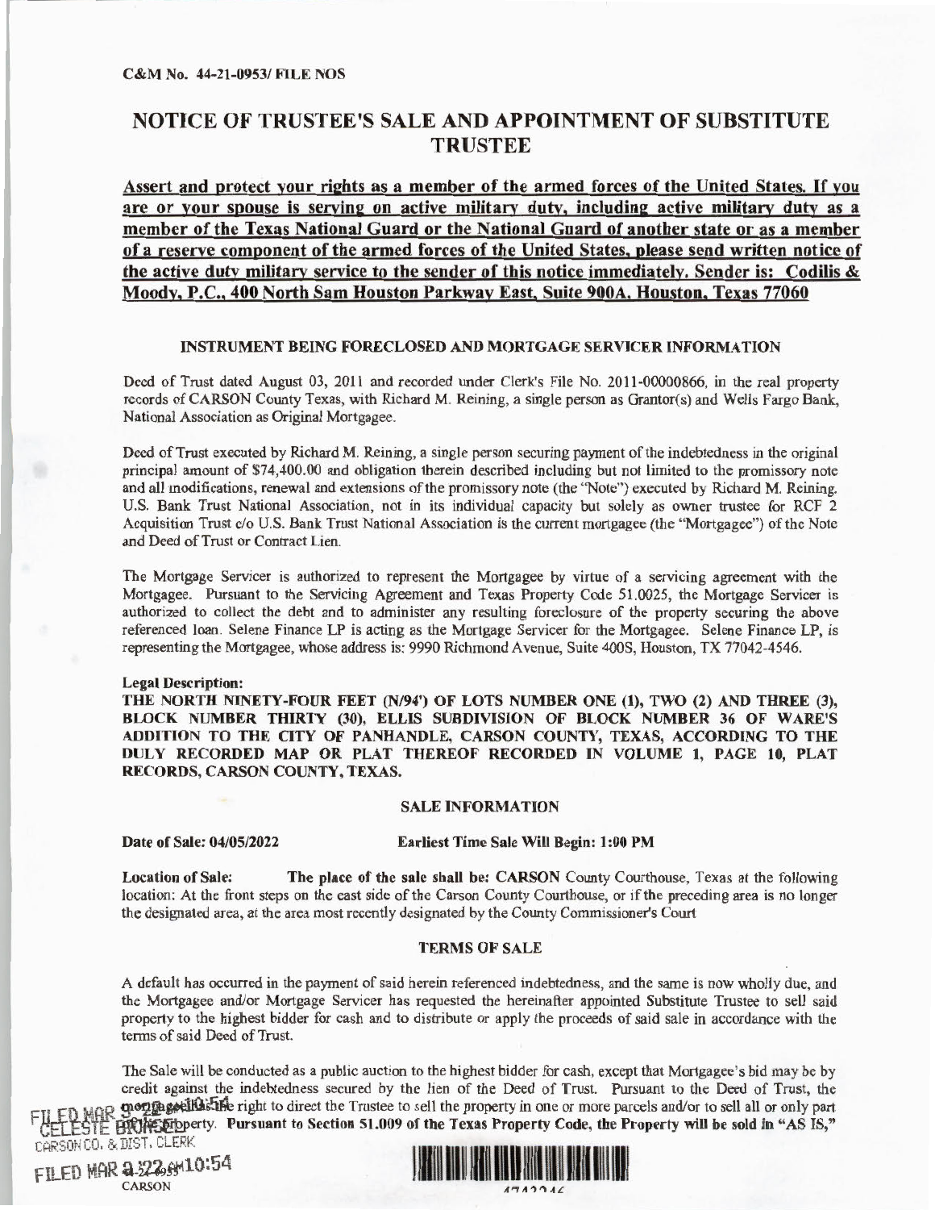C&M No. 44-21-0953/ FILE NOS

# NOTICE OF TRUSTEE'S SALE AND APPOINTMENT OF SUBSTITUTE TRUSTEE

**Assert and protect your rights as a member of the armed forces of the United States. If you are or your spouse is serving on active military duty, including active military duty as a member of the Texas National Guard or the National Guard of another state or as a member of a reserve component of the armed forces of the United States, please send written notice of the active duty military service to the sender of this notice immediately. Sender is: Codilis & Moody, P.C., 400 North Sam Houston Parkway East, Suite 900A, Houston, Texas 77060**

### INSTRUMENT BEING FORECLOSED AND MORTGAGE SERVICER INFORMATION

Deed of Trust dated August 03, 2011 and recorded under Clerk's File No. 2011-00000866, in the real property records of CARSON County Texas, with Richard M. Reining, a single person as Grantor(s) and Wells Fargo Bank, National Association as Original Mortgagee.

Deed of Trust executed by Richard M. Reining, a single person securing payment of the indebtedness in the original principal amount of $74,400.00 and obligation therein described including but not limited to the promissory note and all modifications, renewal and extensions of the promissory note (the "Note") executed by Richard M. Reining. U.S. Bank Trust National Association, not in its individual capacity but solely as owner trustee for RCF 2 Acquisition Trust c/o U.S. Bank Trust National Association is the current mortgagee (the "Mortgagee") of the Note and Deed of Trust or Contract Lien.

The Mortgage Servicer is authorized to represent the Mortgagee by virtue of a servicing agreement with the Mortgagee. Pursuant to the Servicing Agreement and Texas Property Code 51.0025, the Mortgage Servicer is authorized to collect the debt and to administer any resulting foreclosure of the property securing the above referenced loan. Selene Finance LP is acting as the Mortgage Servicer for the Mortgagee. Selene Finance LP, is representing the Mortgagee, whose address is: 9990 Richmond Avenue, Suite 400S, Houston, TX 77042-4546.

**Legal Description:**

**THE NORTH NINETY-FOUR FEET (N/94') OF LOTS NUMBER ONE (1), TWO (2) AND THREE (3), BLOCK NUMBER THIRTY (30), ELLIS SUBDIVISION OF BLOCK NUMBER 36 OF WARE'S ADDITION TO THE CITY OF PANHANDLE, CARSON COUNTY, TEXAS, ACCORDING TO THE DULY RECORDED MAP OR PLAT THEREOF RECORDED IN VOLUME 1, PAGE 10, PLAT RECORDS, CARSON COUNTY, TEXAS.**

### SALE INFORMATION

**Date of Sale: 04/05/2022** **Earliest Time Sale Will Begin: 1:00 PM**

**Location of Sale:** **The place of the sale shall be: CARSON** County Courthouse, Texas at the following location: At the front steps on the east side of the Carson County Courthouse, or if the preceding area is no longer the designated area, at the area most recently designated by the County Commissioner's Court

### TERMS OF SALE

A default has occurred in the payment of said herein referenced indebtedness, and the same is now wholly due, and the Mortgagee and/or Mortgage Servicer has requested the hereinafter appointed Substitute Trustee to sell said property to the highest bidder for cash and to distribute or apply the proceeds of said sale in accordance with the terms of said Deed of Trust.

The Sale will be conducted as a public auction to the highest bidder for cash, except that Mortgagee's bid may be by credit against the indebtedness secured by the lien of the Deed of Trust. Pursuant to the Deed of Trust, the mortgagee has the right to direct the Trustee to sell the property in one or more parcels and/or to sell all or only part of the property. **Pursuant to Section 51.009 of the Texas Property Code, the Property will be sold in "AS IS,"**

FILED MAR 3 2022 AM 10:54
CELESTE BICHSEL
CARSON CO. & DIST. CLERK
CARSON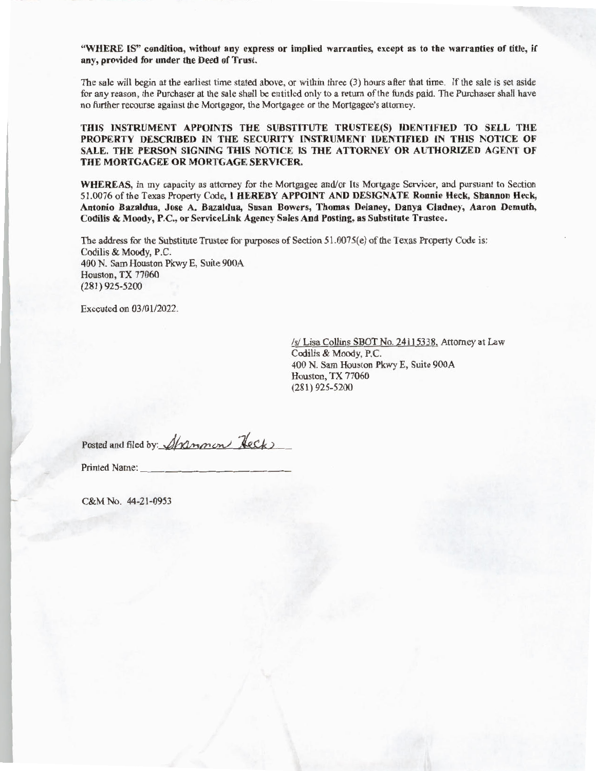**"WHERE IS" condition, without any express or implied warranties, except as to the warranties of title, if any, provided for under the Deed of Trust.**

The sale will begin at the earliest time stated above, or within three (3) hours after that time. If the sale is set aside for any reason, the Purchaser at the sale shall be entitled only to a return of the funds paid. The Purchaser shall have no further recourse against the Mortgagor, the Mortgagee or the Mortgagee's attorney.

**THIS INSTRUMENT APPOINTS THE SUBSTITUTE TRUSTEE(S) IDENTIFIED TO SELL THE PROPERTY DESCRIBED IN THE SECURITY INSTRUMENT IDENTIFIED IN THIS NOTICE OF SALE. THE PERSON SIGNING THIS NOTICE IS THE ATTORNEY OR AUTHORIZED AGENT OF THE MORTGAGEE OR MORTGAGE SERVICER.**

**WHEREAS,** in my capacity as attorney for the Mortgagee and/or its Mortgage Servicer, and pursuant to Section 51.0076 of the Texas Property Code, **I HEREBY APPOINT AND DESIGNATE Ronnie Heck, Shannon Heck, Antonio Bazaldua, Jose A. Bazaldua, Susan Bowers, Thomas Delaney, Danya Gladney, Aaron Demuth, Codilis & Moody, P.C., or ServiceLink Agency Sales And Posting, as Substitute Trustee.**

The address for the Substitute Trustee for purposes of Section 51.0075(e) of the Texas Property Code is:
Codilis & Moody, P.C.
400 N. Sam Houston Pkwy E, Suite 900A
Houston, TX 77060
(281) 925-5200

Executed on 03/01/2022.

/s/ Lisa Collins SBOT No. 24115338, Attorney at Law
Codilis & Moody, P.C.
400 N. Sam Houston Pkwy E, Suite 900A
Houston, TX 77060
(281) 925-5200

Posted and filed by: Shannon Heck

Printed Name: \_\_\_\_\_\_\_\_\_\_\_\_\_\_\_\_\_\_\_\_\_\_\_\_

C&M No. 44-21-0953